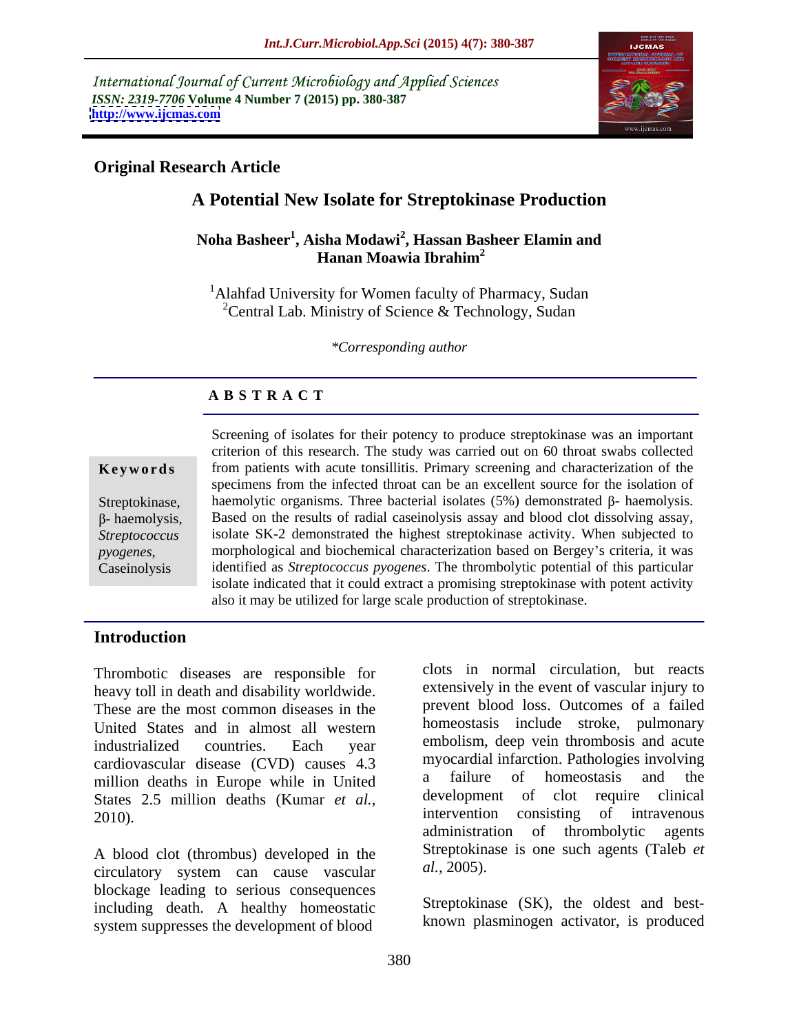International Journal of Current Microbiology and Applied Sciences
*ISSN: 2319-7706* **Volume 4 Number 7 (2015) pp. 380-387**
**http://www.ijcmas.com**

**Original Research Article**

# A Potential New Isolate for Streptokinase Production

**Noha Basheer[1], Aisha Modawi[2], Hassan Basheer Elamin and Hanan Moawia Ibrahim[2]**

[1]Alahfad University for Women faculty of Pharmacy, Sudan
[2]Central Lab. Ministry of Science & Technology, Sudan

*\*Corresponding author*

## A B S T R A C T

**Keywords**

Streptokinase, β- haemolysis, *Streptococcus pyogenes,* Caseinolysis

Screening of isolates for their potency to produce streptokinase was an important criterion of this research. The study was carried out on 60 throat swabs collected from patients with acute tonsillitis. Primary screening and characterization of the specimens from the infected throat can be an excellent source for the isolation of haemolytic organisms. Three bacterial isolates (5%) demonstrated β- haemolysis. Based on the results of radial caseinolysis assay and blood clot dissolving assay, isolate SK-2 demonstrated the highest streptokinase activity. When subjected to morphological and biochemical characterization based on Bergey's criteria, it was identified as *Streptococcus pyogenes*. The thrombolytic potential of this particular isolate indicated that it could extract a promising streptokinase with potent activity also it may be utilized for large scale production of streptokinase.

## Introduction

Thrombotic diseases are responsible for heavy toll in death and disability worldwide. These are the most common diseases in the United States and in almost all western industrialized countries. Each year cardiovascular disease (CVD) causes 4.3 million deaths in Europe while in United States 2.5 million deaths (Kumar *et al.,* 2010).

A blood clot (thrombus) developed in the circulatory system can cause vascular blockage leading to serious consequences including death. A healthy homeostatic system suppresses the development of blood clots in normal circulation, but reacts extensively in the event of vascular injury to prevent blood loss. Outcomes of a failed homeostasis include stroke, pulmonary embolism, deep vein thrombosis and acute myocardial infarction. Pathologies involving a failure of homeostasis and the development of clot require clinical intervention consisting of intravenous administration of thrombolytic agents Streptokinase is one such agents (Taleb *et al.,* 2005).

Streptokinase (SK), the oldest and best-known plasminogen activator, is produced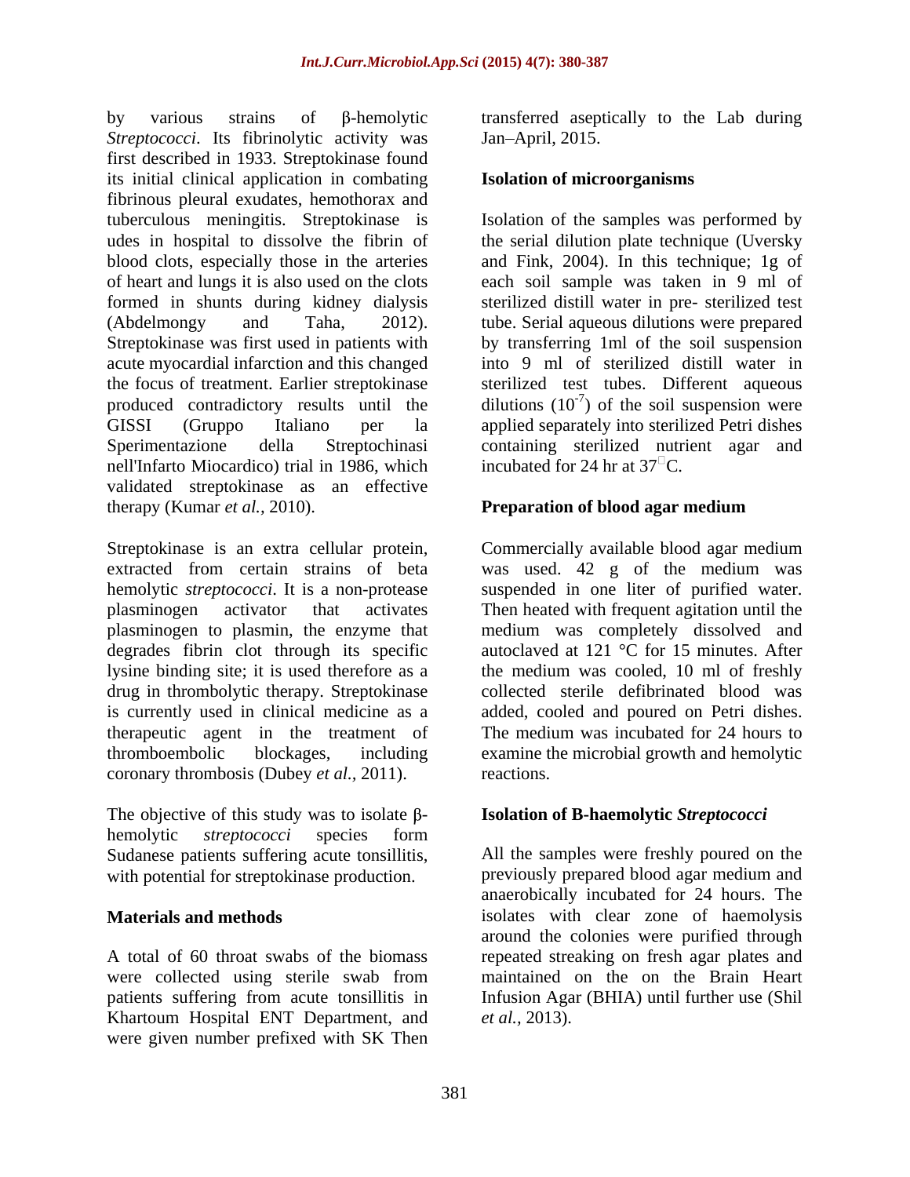by various strains of β-hemolytic *Streptococci*. Its fibrinolytic activity was first described in 1933. Streptokinase found its initial clinical application in combating fibrinous pleural exudates, hemothorax and tuberculous meningitis. Streptokinase is udes in hospital to dissolve the fibrin of blood clots, especially those in the arteries of heart and lungs it is also used on the clots formed in shunts during kidney dialysis (Abdelmongy and Taha, 2012). Streptokinase was first used in patients with acute myocardial infarction and this changed the focus of treatment. Earlier streptokinase produced contradictory results until the GISSI (Gruppo Italiano per la Sperimentazione della Streptochinasi nell'Infarto Miocardico) trial in 1986, which validated streptokinase as an effective therapy (Kumar *et al.,* 2010).

Streptokinase is an extra cellular protein, extracted from certain strains of beta hemolytic *streptococci*. It is a non-protease plasminogen activator that activates plasminogen to plasmin, the enzyme that degrades fibrin clot through its specific lysine binding site; it is used therefore as a drug in thrombolytic therapy. Streptokinase is currently used in clinical medicine as a therapeutic agent in the treatment of thromboembolic blockages, including coronary thrombosis (Dubey *et al.,* 2011).

The objective of this study was to isolate β-hemolytic *streptococci* species form Sudanese patients suffering acute tonsillitis, with potential for streptokinase production.

## Materials and methods

A total of 60 throat swabs of the biomass were collected using sterile swab from patients suffering from acute tonsillitis in Khartoum Hospital ENT Department, and were given number prefixed with SK Then transferred aseptically to the Lab during Jan–April, 2015.

### Isolation of microorganisms

Isolation of the samples was performed by the serial dilution plate technique (Uversky and Fink, 2004). In this technique; 1g of each soil sample was taken in 9 ml of sterilized distill water in pre- sterilized test tube. Serial aqueous dilutions were prepared by transferring 1ml of the soil suspension into 9 ml of sterilized distill water in sterilized test tubes. Different aqueous dilutions ($10^{-7}$) of the soil suspension were applied separately into sterilized Petri dishes containing sterilized nutrient agar and incubated for 24 hr at 37□C.

### Preparation of blood agar medium

Commercially available blood agar medium was used. 42 g of the medium was suspended in one liter of purified water. Then heated with frequent agitation until the medium was completely dissolved and autoclaved at 121 °C for 15 minutes. After the medium was cooled, 10 ml of freshly collected sterile defibrinated blood was added, cooled and poured on Petri dishes. The medium was incubated for 24 hours to examine the microbial growth and hemolytic reactions.

### Isolation of B-haemolytic *Streptococci*

All the samples were freshly poured on the previously prepared blood agar medium and anaerobically incubated for 24 hours. The isolates with clear zone of haemolysis around the colonies were purified through repeated streaking on fresh agar plates and maintained on the on the Brain Heart Infusion Agar (BHIA) until further use (Shil *et al.,* 2013).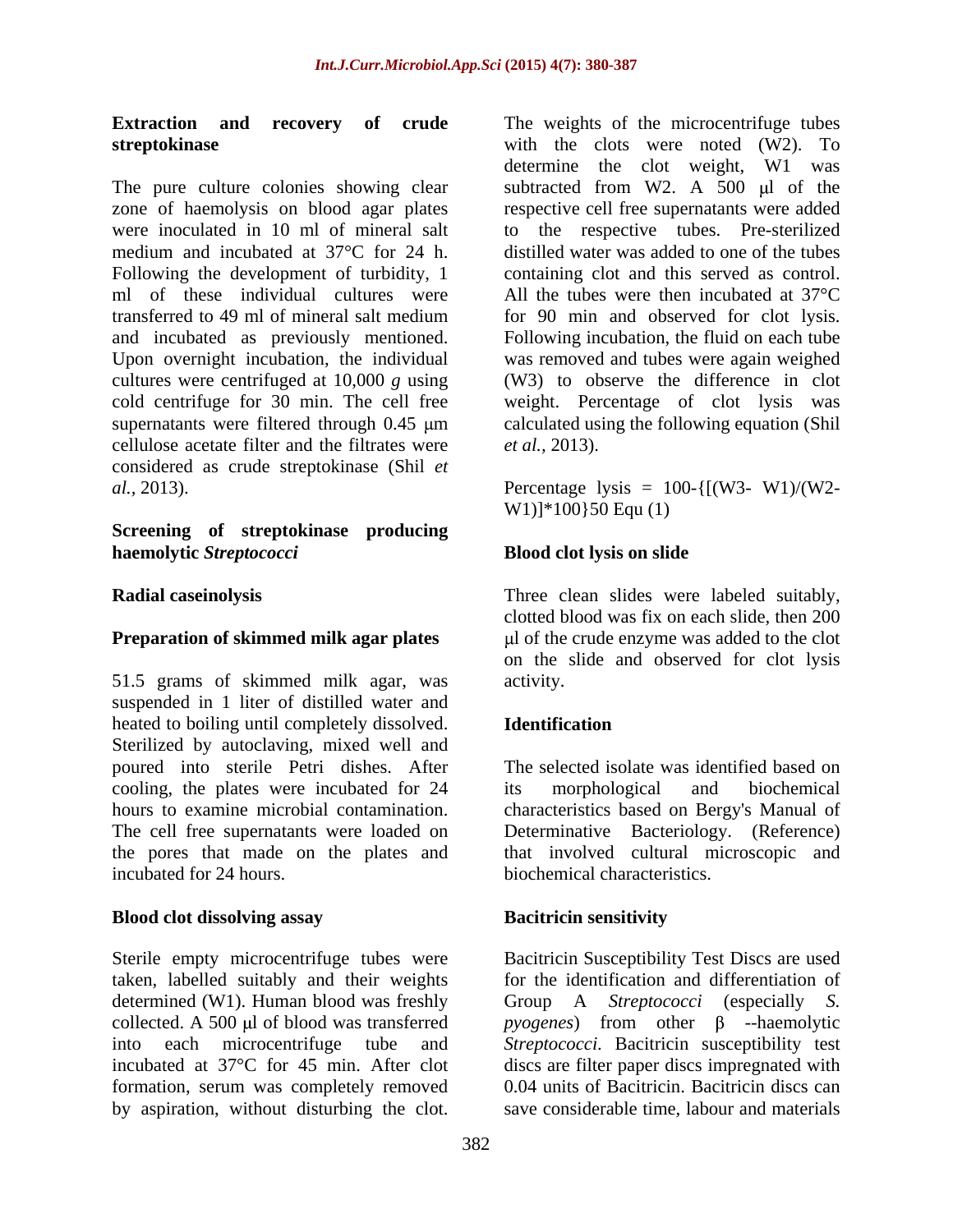### Extraction and recovery of crude streptokinase

The pure culture colonies showing clear zone of haemolysis on blood agar plates were inoculated in 10 ml of mineral salt medium and incubated at 37°C for 24 h. Following the development of turbidity, 1 ml of these individual cultures were transferred to 49 ml of mineral salt medium and incubated as previously mentioned. Upon overnight incubation, the individual cultures were centrifuged at 10,000 *g* using cold centrifuge for 30 min. The cell free supernatants were filtered through 0.45 μm cellulose acetate filter and the filtrates were considered as crude streptokinase (Shil *et al.,* 2013).

### Screening of streptokinase producing haemolytic *Streptococci*

### Radial caseinolysis

### Preparation of skimmed milk agar plates

51.5 grams of skimmed milk agar, was suspended in 1 liter of distilled water and heated to boiling until completely dissolved. Sterilized by autoclaving, mixed well and poured into sterile Petri dishes. After cooling, the plates were incubated for 24 hours to examine microbial contamination. The cell free supernatants were loaded on the pores that made on the plates and incubated for 24 hours.

### Blood clot dissolving assay

Sterile empty microcentrifuge tubes were taken, labelled suitably and their weights determined (W1). Human blood was freshly collected. A 500 μl of blood was transferred into each microcentrifuge tube and incubated at 37°C for 45 min. After clot formation, serum was completely removed by aspiration, without disturbing the clot. The weights of the microcentrifuge tubes with the clots were noted (W2). To determine the clot weight, W1 was subtracted from W2. A 500 μl of the respective cell free supernatants were added to the respective tubes. Pre-sterilized distilled water was added to one of the tubes containing clot and this served as control. All the tubes were then incubated at 37°C for 90 min and observed for clot lysis. Following incubation, the fluid on each tube was removed and tubes were again weighed (W3) to observe the difference in clot weight. Percentage of clot lysis was calculated using the following equation (Shil *et al.,* 2013).

Percentage lysis = 100-{[(W3- W1)/(W2- W1)]*100}50 Equ (1)

### Blood clot lysis on slide

Three clean slides were labeled suitably, clotted blood was fix on each slide, then 200 μl of the crude enzyme was added to the clot on the slide and observed for clot lysis activity.

### Identification

The selected isolate was identified based on its morphological and biochemical characteristics based on Bergy's Manual of Determinative Bacteriology. (Reference) that involved cultural microscopic and biochemical characteristics.

### Bacitricin sensitivity

Bacitricin Susceptibility Test Discs are used for the identification and differentiation of Group A *Streptococci* (especially *S. pyogenes*) from other β --haemolytic *Streptococci*. Bacitricin susceptibility test discs are filter paper discs impregnated with 0.04 units of Bacitricin. Bacitricin discs can save considerable time, labour and materials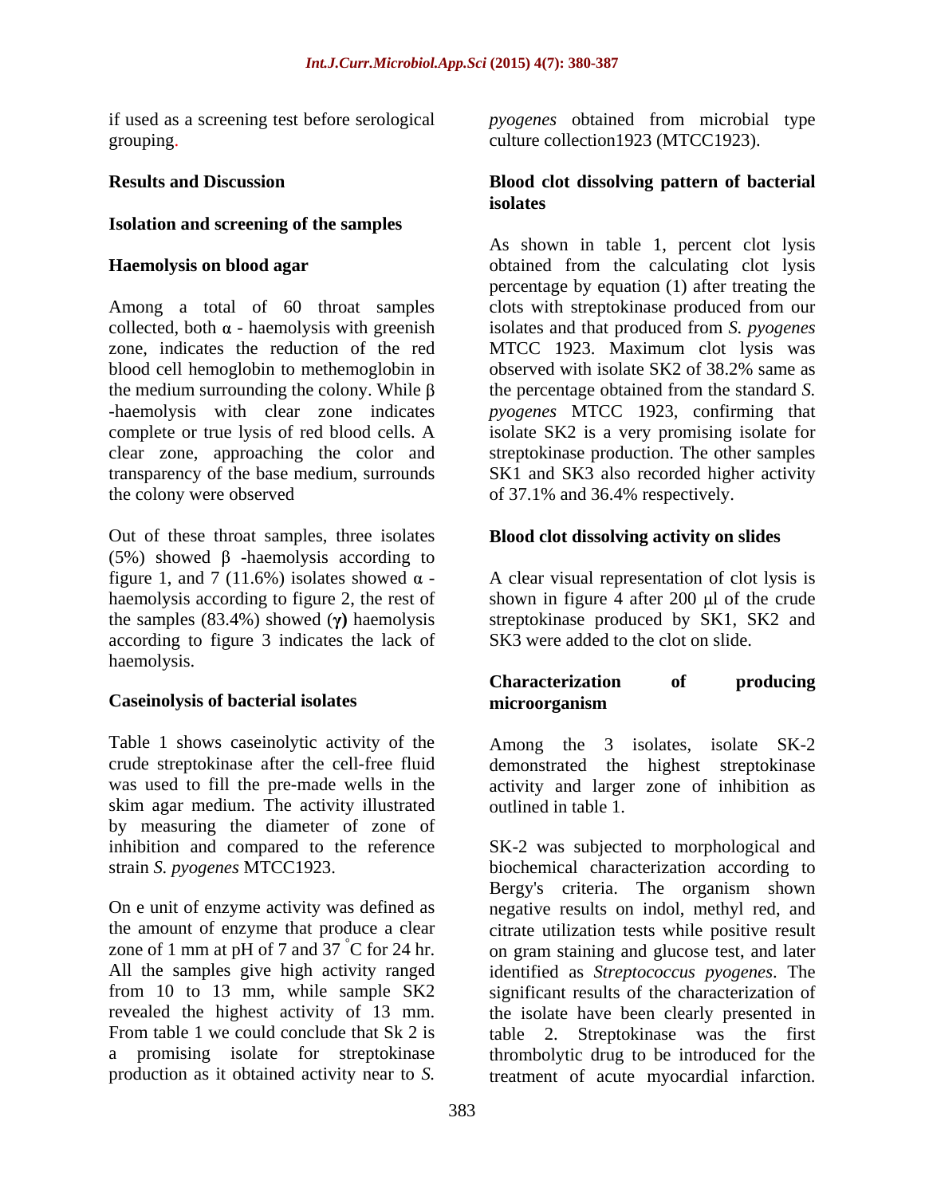if used as a screening test before serological grouping.

## Results and Discussion

### Isolation and screening of the samples

### Haemolysis on blood agar

Among a total of 60 throat samples collected, both α - haemolysis with greenish zone, indicates the reduction of the red blood cell hemoglobin to methemoglobin in the medium surrounding the colony. While β -haemolysis with clear zone indicates complete or true lysis of red blood cells. A clear zone, approaching the color and transparency of the base medium, surrounds the colony were observed

Out of these throat samples, three isolates (5%) showed β -haemolysis according to figure 1, and 7 (11.6%) isolates showed α - haemolysis according to figure 2, the rest of the samples (83.4%) showed (**γ**) haemolysis according to figure 3 indicates the lack of haemolysis.

### Caseinolysis of bacterial isolates

Table 1 shows caseinolytic activity of the crude streptokinase after the cell-free fluid was used to fill the pre-made wells in the skim agar medium. The activity illustrated by measuring the diameter of zone of inhibition and compared to the reference strain *S. pyogenes* MTCC1923.

On e unit of enzyme activity was defined as the amount of enzyme that produce a clear zone of 1 mm at pH of 7 and 37 °C for 24 hr. All the samples give high activity ranged from 10 to 13 mm, while sample SK2 revealed the highest activity of 13 mm. From table 1 we could conclude that Sk 2 is a promising isolate for streptokinase production as it obtained activity near to *S. pyogenes* obtained from microbial type culture collection1923 (MTCC1923).

### Blood clot dissolving pattern of bacterial isolates

As shown in table 1, percent clot lysis obtained from the calculating clot lysis percentage by equation (1) after treating the clots with streptokinase produced from our isolates and that produced from *S. pyogenes* MTCC 1923. Maximum clot lysis was observed with isolate SK2 of 38.2% same as the percentage obtained from the standard *S. pyogenes* MTCC 1923, confirming that isolate SK2 is a very promising isolate for streptokinase production. The other samples SK1 and SK3 also recorded higher activity of 37.1% and 36.4% respectively.

### Blood clot dissolving activity on slides

A clear visual representation of clot lysis is shown in figure 4 after 200 μl of the crude streptokinase produced by SK1, SK2 and SK3 were added to the clot on slide.

### Characterization of producing microorganism

Among the 3 isolates, isolate SK-2 demonstrated the highest streptokinase activity and larger zone of inhibition as outlined in table 1.

SK-2 was subjected to morphological and biochemical characterization according to Bergy's criteria. The organism shown negative results on indol, methyl red, and citrate utilization tests while positive result on gram staining and glucose test, and later identified as *Streptococcus pyogenes*. The significant results of the characterization of the isolate have been clearly presented in table 2. Streptokinase was the first thrombolytic drug to be introduced for the treatment of acute myocardial infarction.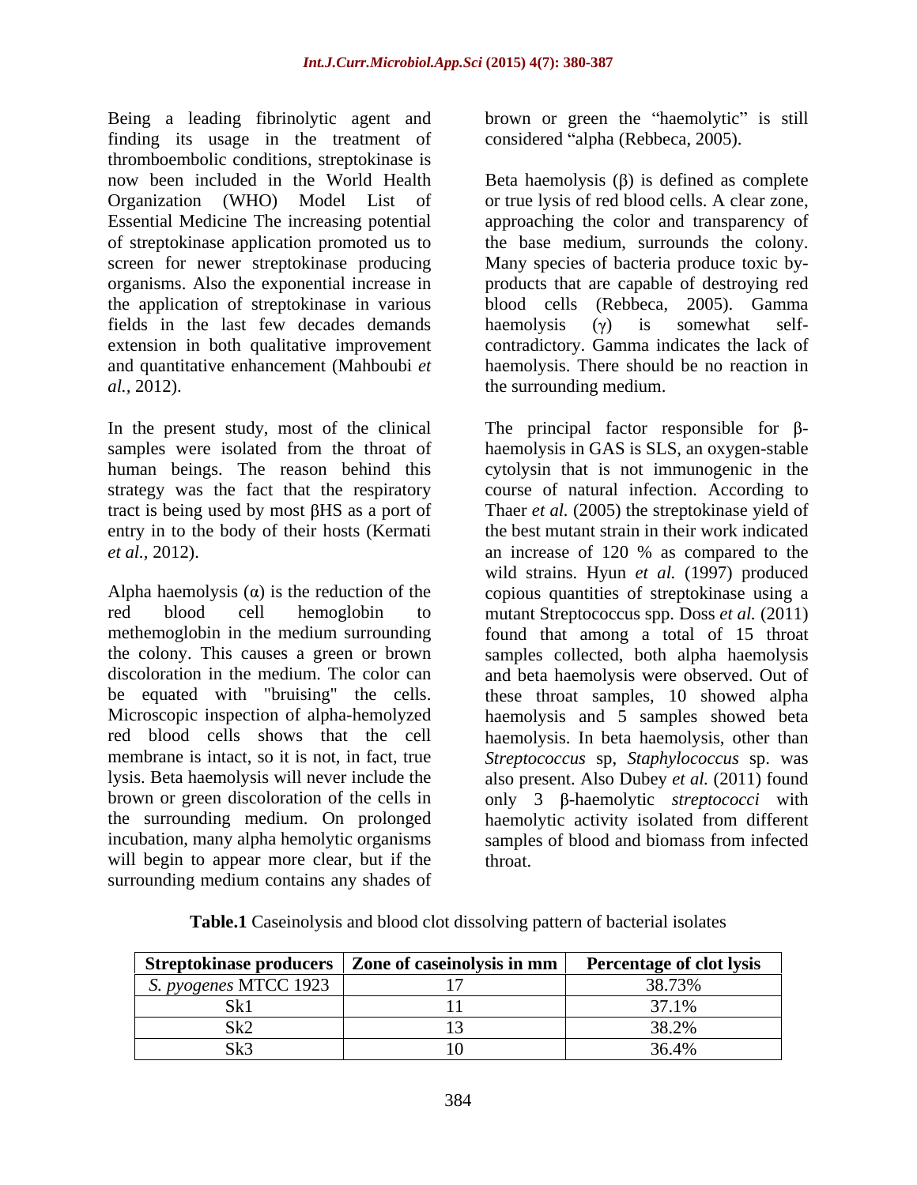Being a leading fibrinolytic agent and finding its usage in the treatment of thromboembolic conditions, streptokinase is now been included in the World Health Organization (WHO) Model List of Essential Medicine The increasing potential of streptokinase application promoted us to screen for newer streptokinase producing organisms. Also the exponential increase in the application of streptokinase in various fields in the last few decades demands extension in both qualitative improvement and quantitative enhancement (Mahboubi *et al.*, 2012).

In the present study, most of the clinical samples were isolated from the throat of human beings. The reason behind this strategy was the fact that the respiratory tract is being used by most βHS as a port of entry in to the body of their hosts (Kermati *et al.*, 2012).

Alpha haemolysis (α) is the reduction of the red blood cell hemoglobin to methemoglobin in the medium surrounding the colony. This causes a green or brown discoloration in the medium. The color can be equated with "bruising" the cells. Microscopic inspection of alpha-hemolyzed red blood cells shows that the cell membrane is intact, so it is not, in fact, true lysis. Beta haemolysis will never include the brown or green discoloration of the cells in the surrounding medium. On prolonged incubation, many alpha hemolytic organisms will begin to appear more clear, but if the surrounding medium contains any shades of brown or green the "haemolytic" is still considered "alpha (Rebbeca, 2005).

Beta haemolysis (β) is defined as complete or true lysis of red blood cells. A clear zone, approaching the color and transparency of the base medium, surrounds the colony. Many species of bacteria produce toxic by-products that are capable of destroying red blood cells (Rebbeca, 2005). Gamma haemolysis (γ) is somewhat self-contradictory. Gamma indicates the lack of haemolysis. There should be no reaction in the surrounding medium.

The principal factor responsible for β-haemolysis in GAS is SLS, an oxygen-stable cytolysin that is not immunogenic in the course of natural infection. According to Thaer *et al.* (2005) the streptokinase yield of the best mutant strain in their work indicated an increase of 120 % as compared to the wild strains. Hyun *et al.* (1997) produced copious quantities of streptokinase using a mutant Streptococcus spp. Doss *et al.* (2011) found that among a total of 15 throat samples collected, both alpha haemolysis and beta haemolysis were observed. Out of these throat samples, 10 showed alpha haemolysis and 5 samples showed beta haemolysis. In beta haemolysis, other than *Streptococcus* sp, *Staphylococcus* sp. was also present. Also Dubey *et al.* (2011) found only 3 β-haemolytic *streptococci* with haemolytic activity isolated from different samples of blood and biomass from infected throat.

**Table.1** Caseinolysis and blood clot dissolving pattern of bacterial isolates

| Streptokinase producers | Zone of caseinolysis in mm | Percentage of clot lysis |
|---|---|---|
| *S. pyogenes* MTCC 1923 | 17 | 38.73% |
| Sk1 | 11 | 37.1% |
| Sk2 | 13 | 38.2% |
| Sk3 | 10 | 36.4% |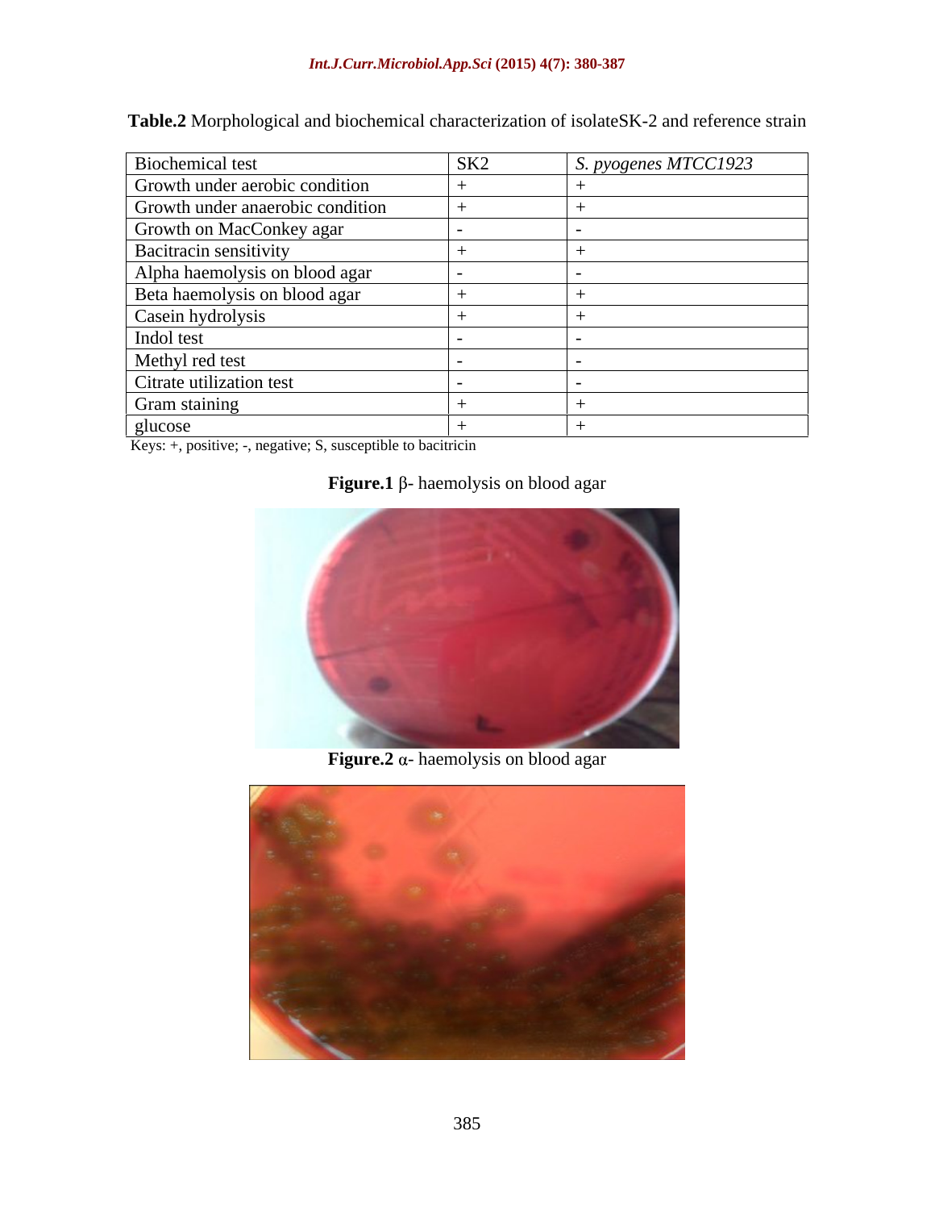**Table.2** Morphological and biochemical characterization of isolateSK-2 and reference strain

| Biochemical test | SK2 | *S. pyogenes MTCC1923* |
|---|---|---|
| Growth under aerobic condition | + | + |
| Growth under anaerobic condition | + | + |
| Growth on MacConkey agar | - | - |
| Bacitracin sensitivity | + | + |
| Alpha haemolysis on blood agar | - | - |
| Beta haemolysis on blood agar | + | + |
| Casein hydrolysis | + | + |
| Indol test | - | - |
| Methyl red test | - | - |
| Citrate utilization test | - | - |
| Gram staining | + | + |
| glucose | + | + |

Keys: +, positive; -, negative; S, susceptible to bacitricin

**Figure.1** β- haemolysis on blood agar

**Figure.2** α- haemolysis on blood agar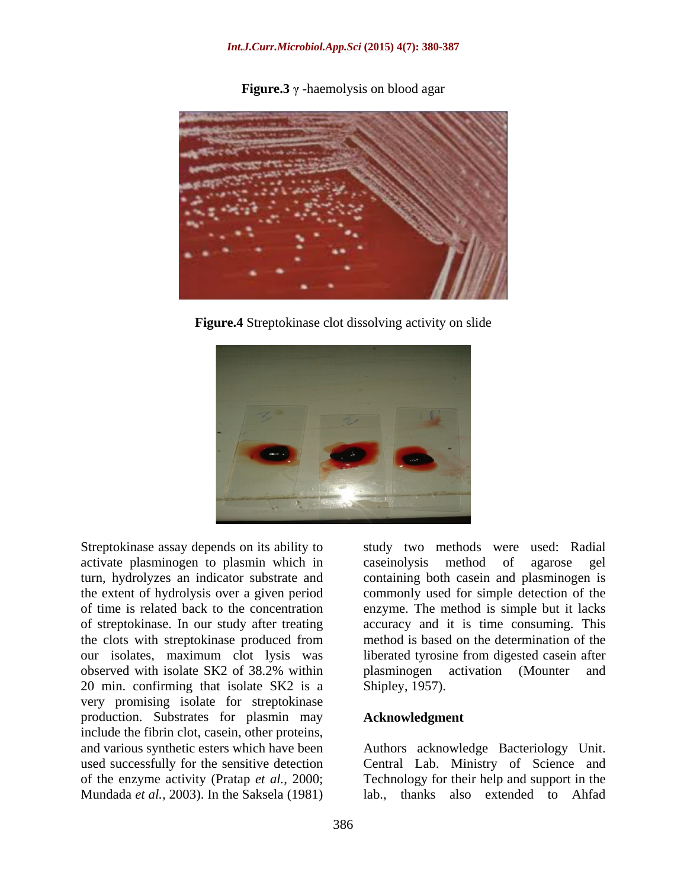**Figure.3** γ -haemolysis on blood agar

**Figure.4** Streptokinase clot dissolving activity on slide

Streptokinase assay depends on its ability to activate plasminogen to plasmin which in turn, hydrolyzes an indicator substrate and the extent of hydrolysis over a given period of time is related back to the concentration of streptokinase. In our study after treating the clots with streptokinase produced from our isolates, maximum clot lysis was observed with isolate SK2 of 38.2% within 20 min. confirming that isolate SK2 is a very promising isolate for streptokinase production. Substrates for plasmin may include the fibrin clot, casein, other proteins, and various synthetic esters which have been used successfully for the sensitive detection of the enzyme activity (Pratap *et al.,* 2000; Mundada *et al.,* 2003). In the Saksela (1981) study two methods were used: Radial caseinolysis method of agarose gel containing both casein and plasminogen is commonly used for simple detection of the enzyme. The method is simple but it lacks accuracy and it is time consuming. This method is based on the determination of the liberated tyrosine from digested casein after plasminogen activation (Mounter and Shipley, 1957).

## Acknowledgment

Authors acknowledge Bacteriology Unit. Central Lab. Ministry of Science and Technology for their help and support in the lab., thanks also extended to Ahfad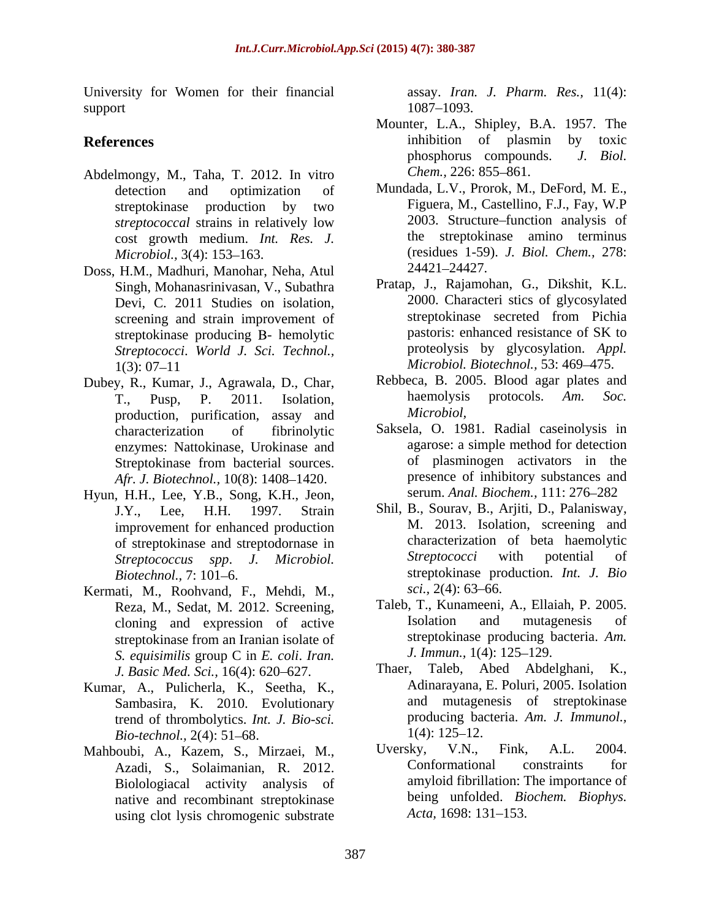University for Women for their financial support

## References

Abdelmongy, M., Taha, T. 2012. In vitro detection and optimization of streptokinase production by two *streptococcal* strains in relatively low cost growth medium. *Int. Res. J. Microbiol.,* 3(4): 153–163.

Doss, H.M., Madhuri, Manohar, Neha, Atul Singh, Mohanasrinivasan, V., Subathra Devi, C. 2011 Studies on isolation, screening and strain improvement of streptokinase producing B- hemolytic *Streptococci*. *World J. Sci. Technol.,* 1(3): 07–11

Dubey, R., Kumar, J., Agrawala, D., Char, T., Pusp, P. 2011. Isolation, production, purification, assay and characterization of fibrinolytic enzymes: Nattokinase, Urokinase and Streptokinase from bacterial sources. *Afr. J. Biotechnol.,* 10(8): 1408–1420.

Hyun, H.H., Lee, Y.B., Song, K.H., Jeon, J.Y., Lee, H.H. 1997. Strain improvement for enhanced production of streptokinase and streptodornase in *Streptococcus spp*. *J. Microbiol. Biotechnol.,* 7: 101–6.

Kermati, M., Roohvand, F., Mehdi, M., Reza, M., Sedat, M. 2012. Screening, cloning and expression of active streptokinase from an Iranian isolate of *S. equisimilis* group C in *E. coli*. *Iran. J. Basic Med. Sci.,* 16(4): 620–627.

Kumar, A., Pulicherla, K., Seetha, K., Sambasira, K. 2010. Evolutionary trend of thrombolytics. *Int. J. Bio-sci. Bio-technol.,* 2(4): 51–68.

Mahboubi, A., Kazem, S., Mirzaei, M., Azadi, S., Solaimanian, R. 2012. Biolologiacal activity analysis of native and recombinant streptokinase using clot lysis chromogenic substrate assay. *Iran. J. Pharm. Res.,* 11(4): 1087–1093.

Mounter, L.A., Shipley, B.A. 1957. The inhibition of plasmin by toxic phosphorus compounds. *J. Biol. Chem.,* 226: 855–861.

Mundada, L.V., Prorok, M., DeFord, M. E., Figuera, M., Castellino, F.J., Fay, W.P 2003. Structure–function analysis of the streptokinase amino terminus (residues 1-59). *J. Biol. Chem.,* 278: 24421–24427.

Pratap, J., Rajamohan, G., Dikshit, K.L. 2000. Characteri stics of glycosylated streptokinase secreted from Pichia pastoris: enhanced resistance of SK to proteolysis by glycosylation. *Appl. Microbiol. Biotechnol.,* 53: 469–475.

Rebbeca, B. 2005. Blood agar plates and haemolysis protocols. *Am. Soc. Microbiol,*

Saksela, O. 1981. Radial caseinolysis in agarose: a simple method for detection of plasminogen activators in the presence of inhibitory substances and serum. *Anal. Biochem.,* 111: 276–282

Shil, B., Sourav, B., Arjiti, D., Palanisway, M. 2013. Isolation, screening and characterization of beta haemolytic *Streptococci* with potential of streptokinase production. *Int. J. Bio sci.,* 2(4): 63–66.

Taleb, T., Kunameeni, A., Ellaiah, P. 2005. Isolation and mutagenesis of streptokinase producing bacteria. *Am. J. Immun.,* 1(4): 125–129.

Thaer, Taleb, Abed Abdelghani, K., Adinarayana, E. Poluri, 2005. Isolation and mutagenesis of streptokinase producing bacteria. *Am. J. Immunol.,* 1(4): 125–12.

Uversky, V.N., Fink, A.L. 2004. Conformational constraints for amyloid fibrillation: The importance of being unfolded. *Biochem. Biophys. Acta,* 1698: 131–153.